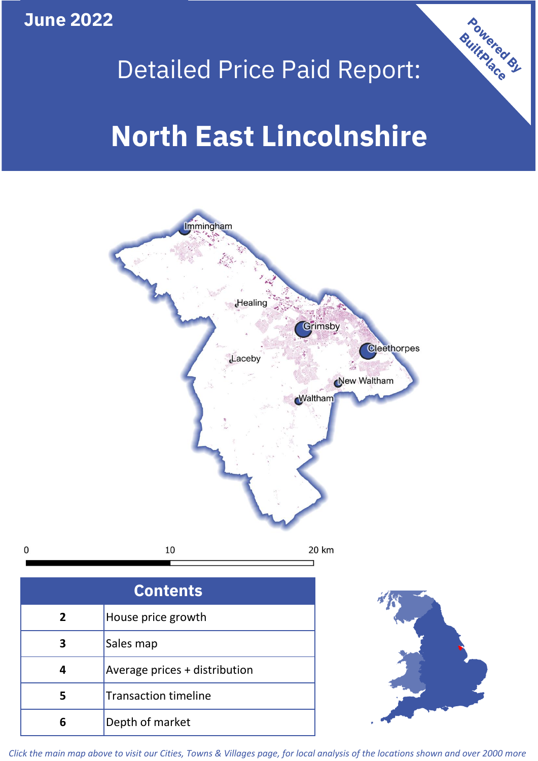**June 2022**

Powered By BuiltPlace

# Detailed Price Paid Report:

# North East Lincolnshire

Immingham

Healing

Grimsby

Cleethorpes

Laceby

New Waltham

Waltham

0 10 20 km

| Contents | |
|---|---|
| 2 | House price growth |
| 3 | Sales map |
| 4 | Average prices + distribution |
| 5 | Transaction timeline |
| 6 | Depth of market |

*Click the main map above to visit our Cities, Towns & Villages page, for local analysis of the locations shown and over 2000 more*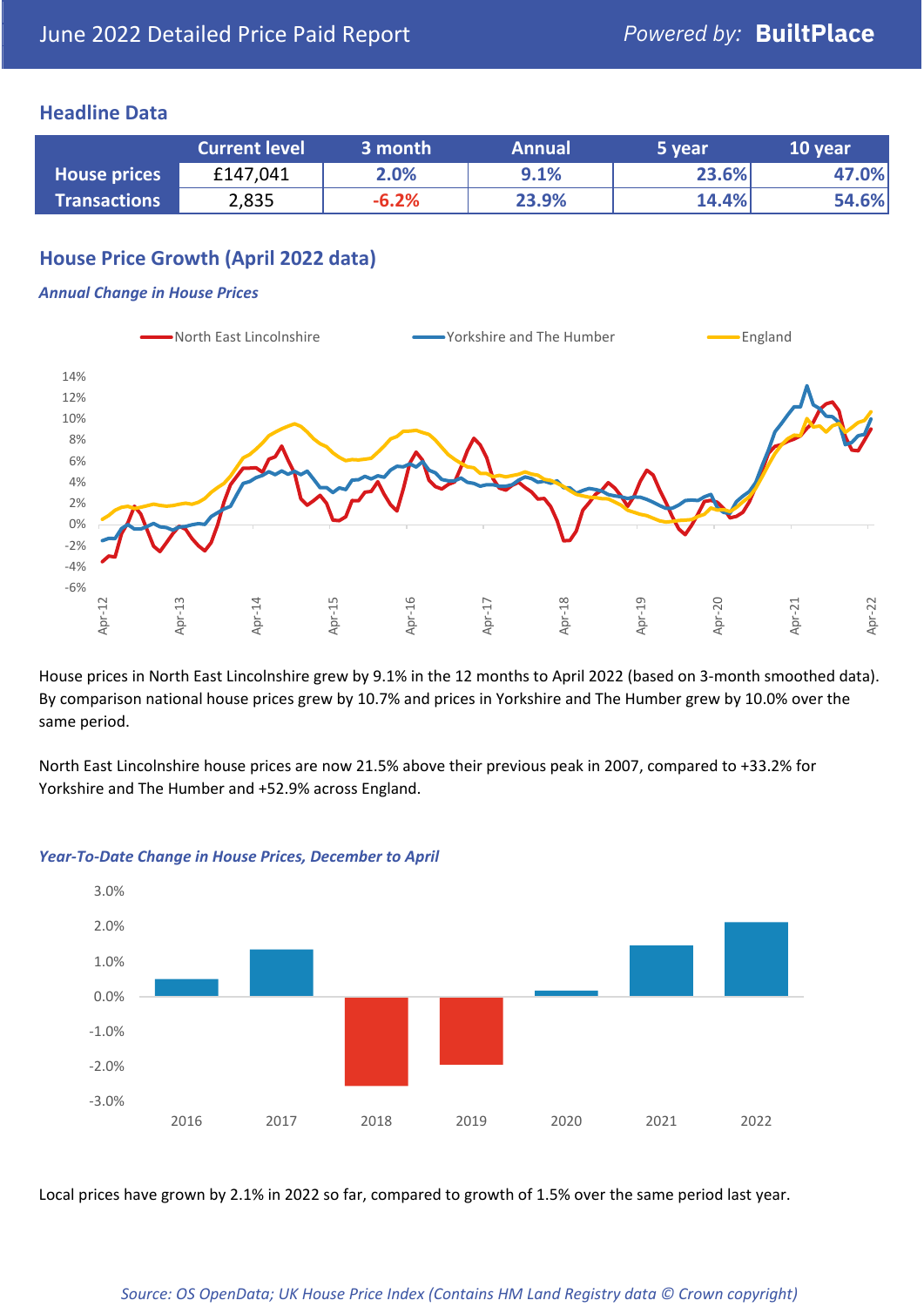# June 2022 Detailed Price Paid Report

Powered by: **BuiltPlace**

## Headline Data

| | Current level | 3 month | Annual | 5 year | 10 year |
|---|---|---|---|---|---|
| **House prices** | £147,041 | 2.0% | 9.1% | 23.6% | 47.0% |
| **Transactions** | 2,835 | -6.2% | 23.9% | 14.4% | 54.6% |

## House Price Growth (April 2022 data)

***Annual Change in House Prices***

House prices in North East Lincolnshire grew by 9.1% in the 12 months to April 2022 (based on 3-month smoothed data). By comparison national house prices grew by 10.7% and prices in Yorkshire and The Humber grew by 10.0% over the same period.

North East Lincolnshire house prices are now 21.5% above their previous peak in 2007, compared to +33.2% for Yorkshire and The Humber and +52.9% across England.

***Year-To-Date Change in House Prices, December to April***

Local prices have grown by 2.1% in 2022 so far, compared to growth of 1.5% over the same period last year.

*Source: OS OpenData; UK House Price Index (Contains HM Land Registry data © Crown copyright)*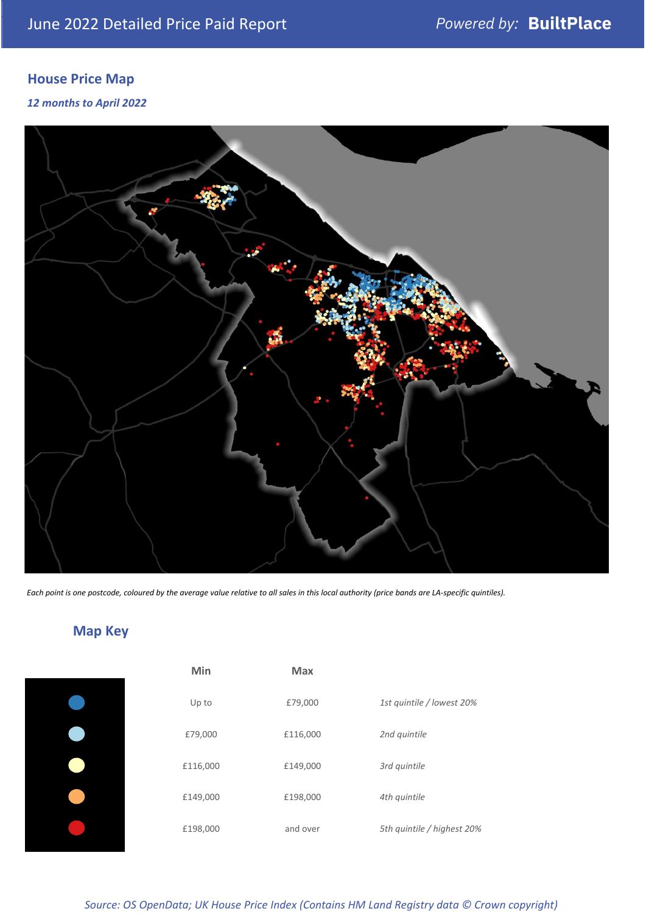# June 2022 Detailed Price Paid Report

Powered by: **BuiltPlace**

## House Price Map

*12 months to April 2022*

*Each point is one postcode, coloured by the average value relative to all sales in this local authority (price bands are LA-specific quintiles).*

## Map Key

| | Min | Max | |
|---|---|---|---|
| ● | Up to | £79,000 | *1st quintile / lowest 20%* |
| ● | £79,000 | £116,000 | *2nd quintile* |
| ● | £116,000 | £149,000 | *3rd quintile* |
| ● | £149,000 | £198,000 | *4th quintile* |
| ● | £198,000 | and over | *5th quintile / highest 20%* |

*Source: OS OpenData; UK House Price Index (Contains HM Land Registry data © Crown copyright)*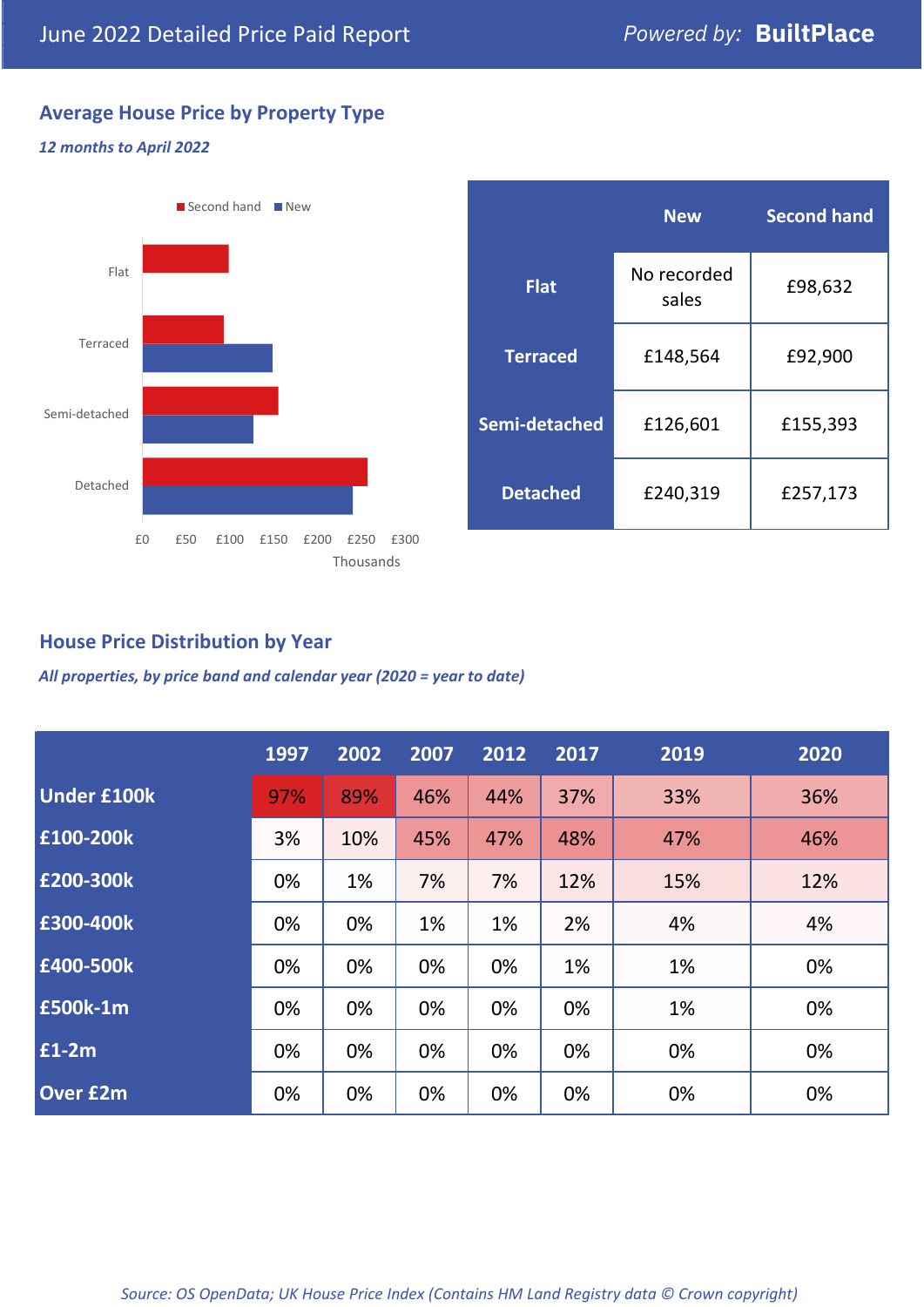## June 2022 Detailed Price Paid Report

*Powered by:* **BuiltPlace**

### Average House Price by Property Type

***12 months to April 2022***

Second hand · New

Flat

Terraced

Semi-detached

Detached

£0 £50 £100 £150 £200 £250 £300

Thousands

| | New | Second hand |
|---|---|---|
| **Flat** | No recorded sales | £98,632 |
| **Terraced** | £148,564 | £92,900 |
| **Semi-detached** | £126,601 | £155,393 |
| **Detached** | £240,319 | £257,173 |

### House Price Distribution by Year

***All properties, by price band and calendar year (2020 = year to date)***

| | 1997 | 2002 | 2007 | 2012 | 2017 | 2019 | 2020 |
|---|---|---|---|---|---|---|---|
| **Under £100k** | 97% | 89% | 46% | 44% | 37% | 33% | 36% |
| **£100-200k** | 3% | 10% | 45% | 47% | 48% | 47% | 46% |
| **£200-300k** | 0% | 1% | 7% | 7% | 12% | 15% | 12% |
| **£300-400k** | 0% | 0% | 1% | 1% | 2% | 4% | 4% |
| **£400-500k** | 0% | 0% | 0% | 0% | 1% | 1% | 0% |
| **£500k-1m** | 0% | 0% | 0% | 0% | 0% | 1% | 0% |
| **£1-2m** | 0% | 0% | 0% | 0% | 0% | 0% | 0% |
| **Over £2m** | 0% | 0% | 0% | 0% | 0% | 0% | 0% |

*Source: OS OpenData; UK House Price Index (Contains HM Land Registry data © Crown copyright)*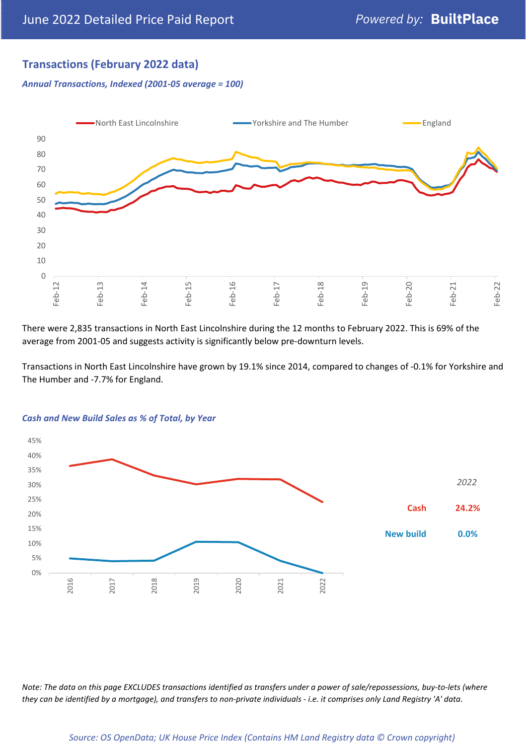## Transactions (February 2022 data)

*Annual Transactions, Indexed (2001-05 average = 100)*

There were 2,835 transactions in North East Lincolnshire during the 12 months to February 2022. This is 69% of the average from 2001-05 and suggests activity is significantly below pre-downturn levels.

Transactions in North East Lincolnshire have grown by 19.1% since 2014, compared to changes of -0.1% for Yorkshire and The Humber and -7.7% for England.

*Cash and New Build Sales as % of Total, by Year*

| 2022 | |
|---|---|
| Cash | 24.2% |
| New build | 0.0% |

*Note: The data on this page EXCLUDES transactions identified as transfers under a power of sale/repossessions, buy-to-lets (where they can be identified by a mortgage), and transfers to non-private individuals - i.e. it comprises only Land Registry 'A' data.*

*Source: OS OpenData; UK House Price Index (Contains HM Land Registry data © Crown copyright)*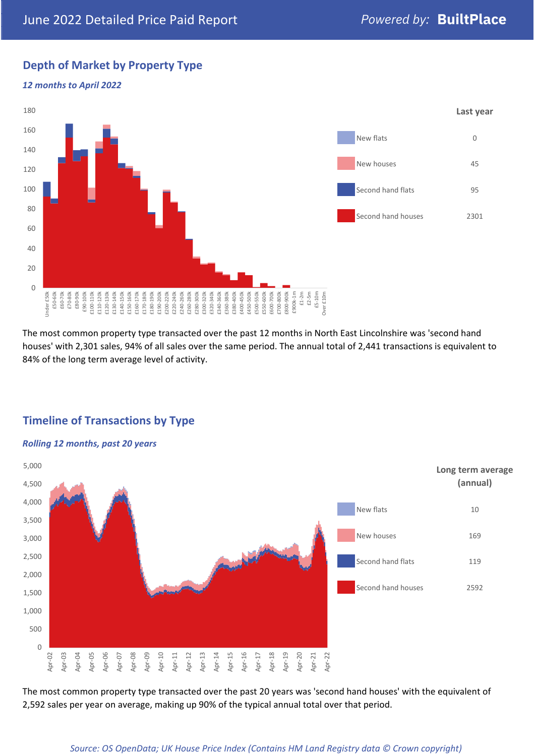June 2022 Detailed Price Paid Report

Powered by: **BuiltPlace**

## Depth of Market by Property Type

*12 months to April 2022*

180
160
140
120
100
80
60
40
20
0

Under £50k, £50-60k, £60-70k, £70-80k, £80-90k, £90-100k, £100-110k, £110-120k, £120-130k, £130-140k, £140-150k, £150-160k, £160-170k, £170-180k, £180-190k, £190-200k, £200-220k, £220-240k, £240-260k, £260-280k, £280-300k, £300-320k, £320-340k, £340-360k, £360-380k, £380-400k, £400-450k, £450-500k, £500-550k, £550-600k, £600-700k, £700-800k, £800-900k, £900k-1m, £1-2m, £2-5m, £5-10m, Over £10m

Last year

New flats 0
New houses 45
Second hand flats 95
Second hand houses 2301

The most common property type transacted over the past 12 months in North East Lincolnshire was 'second hand houses' with 2,301 sales, 94% of all sales over the same period. The annual total of 2,441 transactions is equivalent to 84% of the long term average level of activity.

## Timeline of Transactions by Type

*Rolling 12 months, past 20 years*

5,000
4,500
4,000
3,500
3,000
2,500
2,000
1,500
1,000
500
0

Apr-02, Apr-03, Apr-04, Apr-05, Apr-06, Apr-07, Apr-08, Apr-09, Apr-10, Apr-11, Apr-12, Apr-13, Apr-14, Apr-15, Apr-16, Apr-17, Apr-18, Apr-19, Apr-20, Apr-21, Apr-22

Long term average (annual)

New flats 10
New houses 169
Second hand flats 119
Second hand houses 2592

The most common property type transacted over the past 20 years was 'second hand houses' with the equivalent of 2,592 sales per year on average, making up 90% of the typical annual total over that period.

*Source: OS OpenData; UK House Price Index (Contains HM Land Registry data © Crown copyright)*